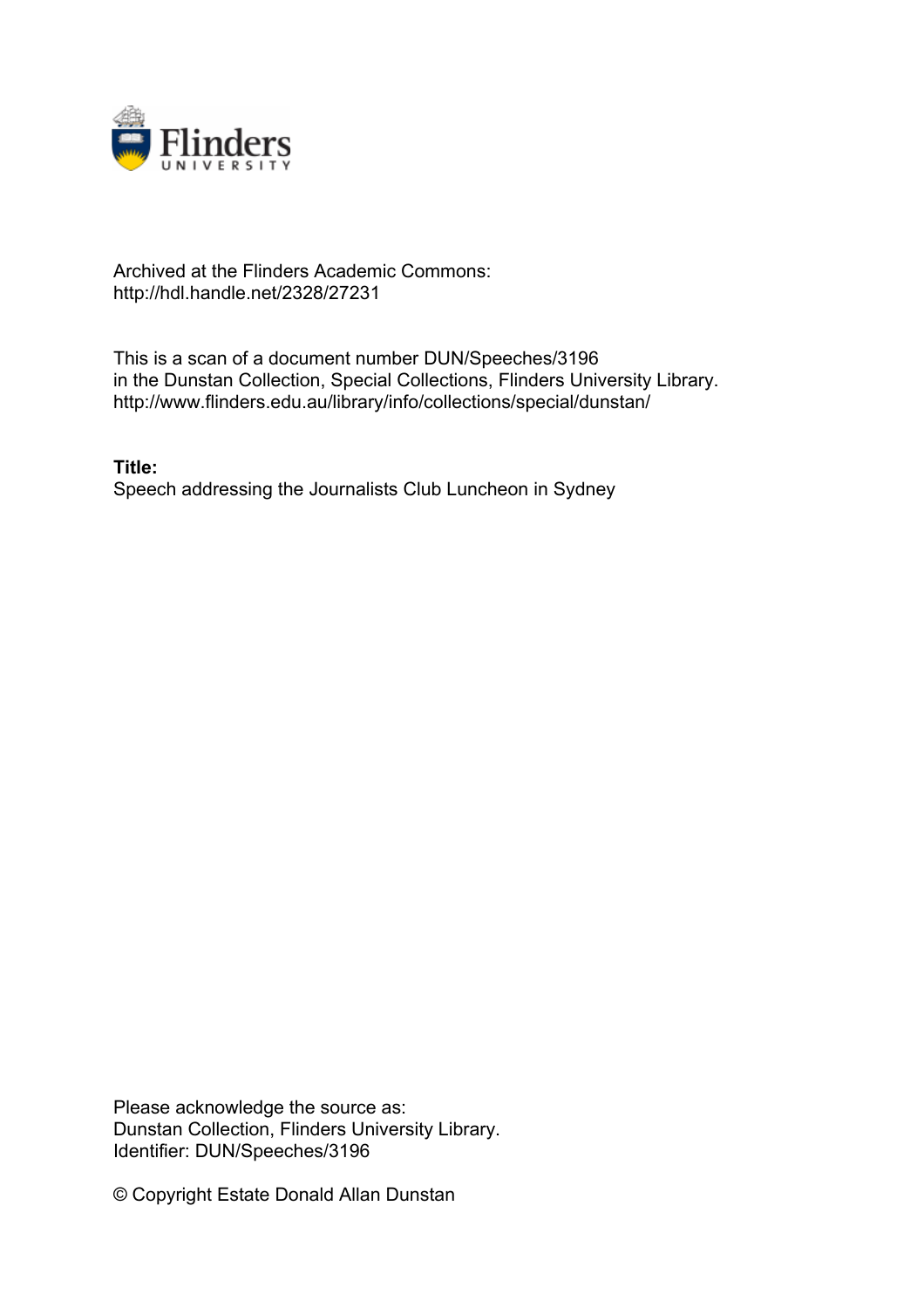Archived at the Flinders Academic Commons:
http://hdl.handle.net/2328/27231

This is a scan of a document number DUN/Speeches/3196
in the Dunstan Collection, Special Collections, Flinders University Library.
http://www.flinders.edu.au/library/info/collections/special/dunstan/

**Title:**
Speech addressing the Journalists Club Luncheon in Sydney

Please acknowledge the source as:
Dunstan Collection, Flinders University Library.
Identifier: DUN/Speeches/3196

© Copyright Estate Donald Allan Dunstan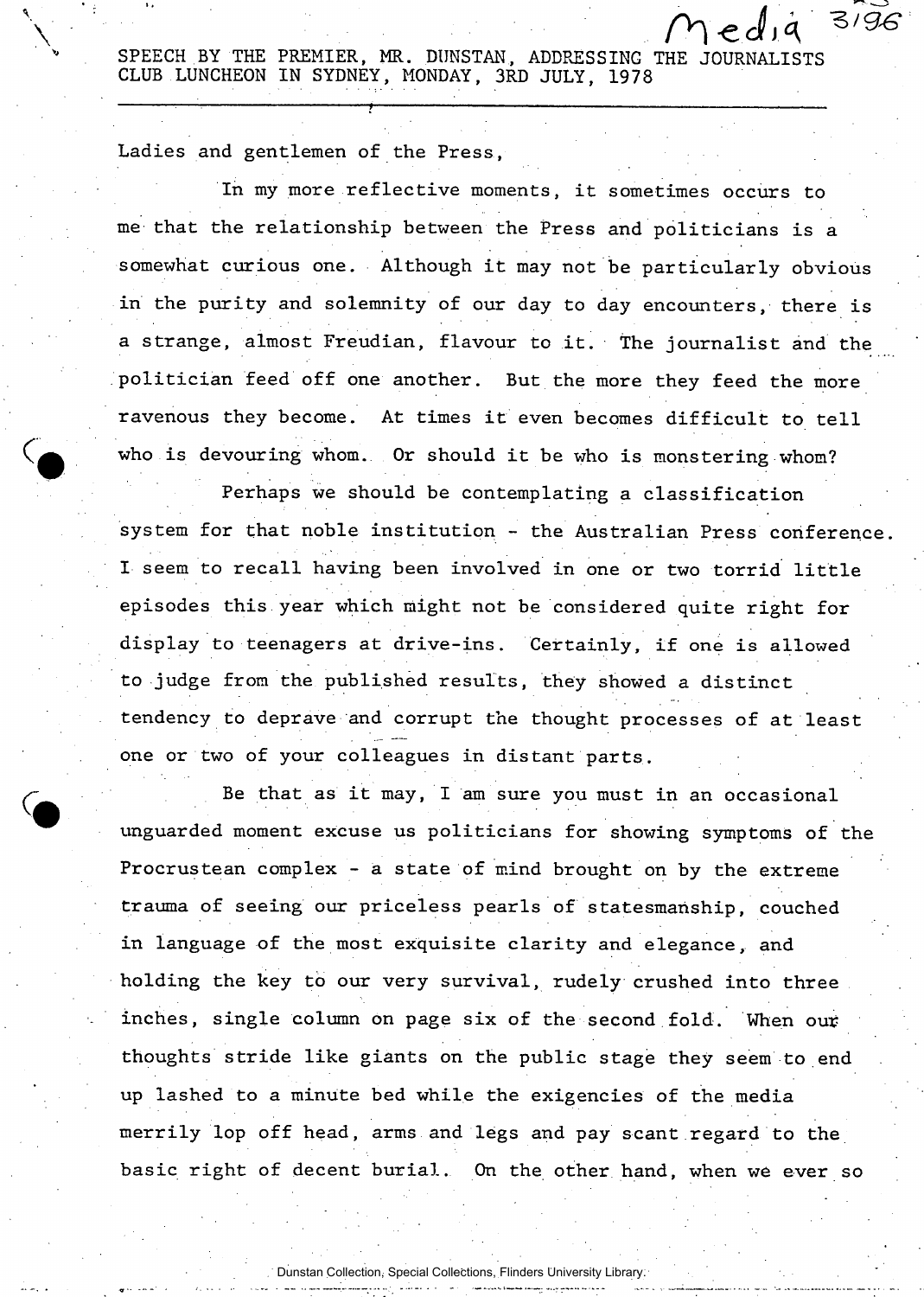SPEECH BY THE PREMIER, MR. DUNSTAN, ADDRESSING THE JOURNALISTS CLUB LUNCHEON IN SYDNEY, MONDAY, 3RD JULY, 1978

---

Ladies and gentlemen of the Press,

In my more reflective moments, it sometimes occurs to me that the relationship between the Press and politicians is a somewhat curious one. Although it may not be particularly obvious in the purity and solemnity of our day to day encounters, there is a strange, almost Freudian, flavour to it. The journalist and the politician feed off one another. But the more they feed the more ravenous they become. At times it even becomes difficult to tell who is devouring whom. Or should it be who is monstering whom?

Perhaps we should be contemplating a classification system for that noble institution - the Australian Press conference. I seem to recall having been involved in one or two torrid little episodes this year which might not be considered quite right for display to teenagers at drive-ins. Certainly, if one is allowed to judge from the published results, they showed a distinct tendency to deprave and corrupt the thought processes of at least one or two of your colleagues in distant parts.

Be that as it may, I am sure you must in an occasional unguarded moment excuse us politicians for showing symptoms of the Procrustean complex - a state of mind brought on by the extreme trauma of seeing our priceless pearls of statesmanship, couched in language of the most exquisite clarity and elegance, and holding the key to our very survival, rudely crushed into three inches, single column on page six of the second fold. When our thoughts stride like giants on the public stage they seem to end up lashed to a minute bed while the exigencies of the media merrily lop off head, arms and legs and pay scant regard to the basic right of decent burial. On the other hand, when we ever so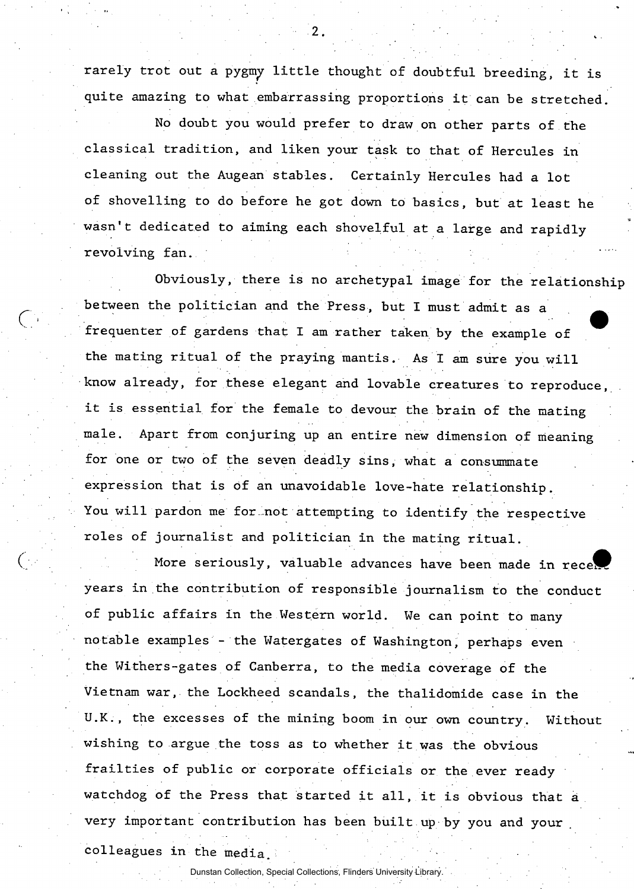rarely trot out a pygmy little thought of doubtful breeding, it is quite amazing to what embarrassing proportions it can be stretched.

No doubt you would prefer to draw on other parts of the classical tradition, and liken your task to that of Hercules in cleaning out the Augean stables. Certainly Hercules had a lot of shovelling to do before he got down to basics, but at least he wasn't dedicated to aiming each shovelful at a large and rapidly revolving fan.

Obviously, there is no archetypal image for the relationship between the politician and the Press, but I must admit as a frequenter of gardens that I am rather taken by the example of the mating ritual of the praying mantis. As I am sure you will know already, for these elegant and lovable creatures to reproduce, it is essential for the female to devour the brain of the mating male. Apart from conjuring up an entire new dimension of meaning for one or two of the seven deadly sins, what a consummate expression that is of an unavoidable love-hate relationship. You will pardon me for not attempting to identify the respective roles of journalist and politician in the mating ritual.

More seriously, valuable advances have been made in recent years in the contribution of responsible journalism to the conduct of public affairs in the Western world. We can point to many notable examples - the Watergates of Washington, perhaps even the Withers-gates of Canberra, to the media coverage of the Vietnam war, the Lockheed scandals, the thalidomide case in the U.K., the excesses of the mining boom in our own country. Without wishing to argue the toss as to whether it was the obvious frailties of public or corporate officials or the ever ready watchdog of the Press that started it all, it is obvious that a very important contribution has been built up by you and your colleagues in the media.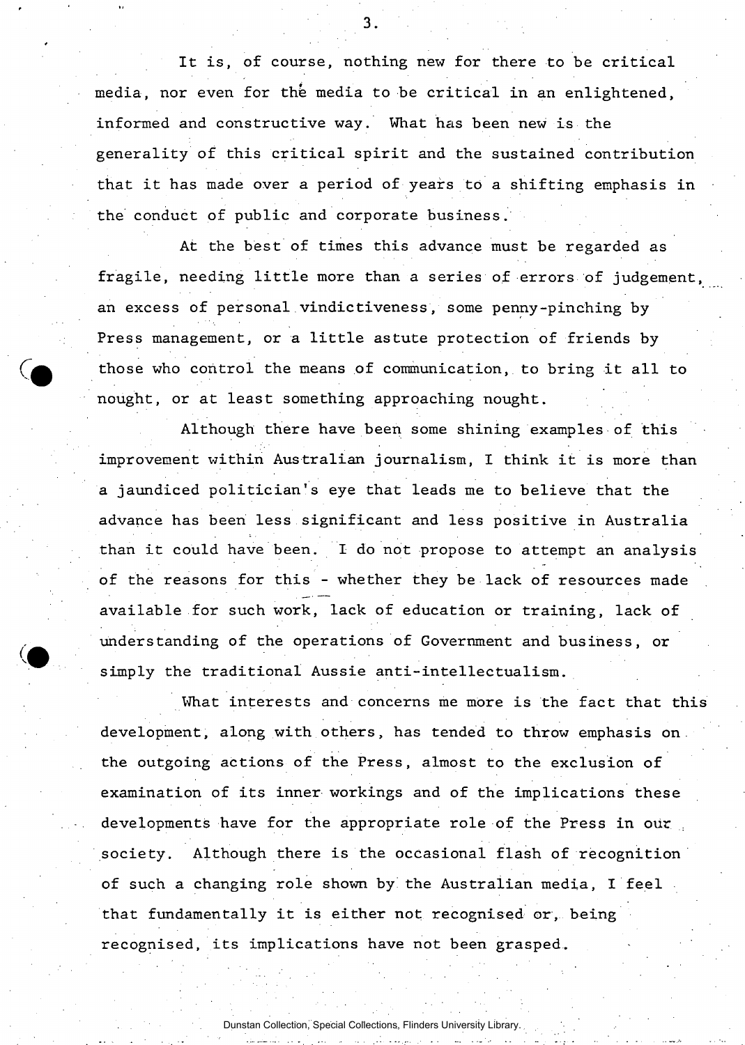It is, of course, nothing new for there to be critical media, nor even for the media to be critical in an enlightened, informed and constructive way. What has been new is the generality of this critical spirit and the sustained contribution that it has made over a period of years to a shifting emphasis in the conduct of public and corporate business.

At the best of times this advance must be regarded as fragile, needing little more than a series of errors of judgement, an excess of personal vindictiveness, some penny-pinching by Press management, or a little astute protection of friends by those who control the means of communication, to bring it all to nought, or at least something approaching nought.

Although there have been some shining examples of this improvement within Australian journalism, I think it is more than a jaundiced politician's eye that leads me to believe that the advance has been less significant and less positive in Australia than it could have been. I do not propose to attempt an analysis of the reasons for this - whether they be lack of resources made available for such work, lack of education or training, lack of understanding of the operations of Government and business, or simply the traditional Aussie anti-intellectualism.

What interests and concerns me more is the fact that this development, along with others, has tended to throw emphasis on the outgoing actions of the Press, almost to the exclusion of examination of its inner workings and of the implications these developments have for the appropriate role of the Press in our society. Although there is the occasional flash of recognition of such a changing role shown by the Australian media, I feel that fundamentally it is either not recognised or, being recognised, its implications have not been grasped.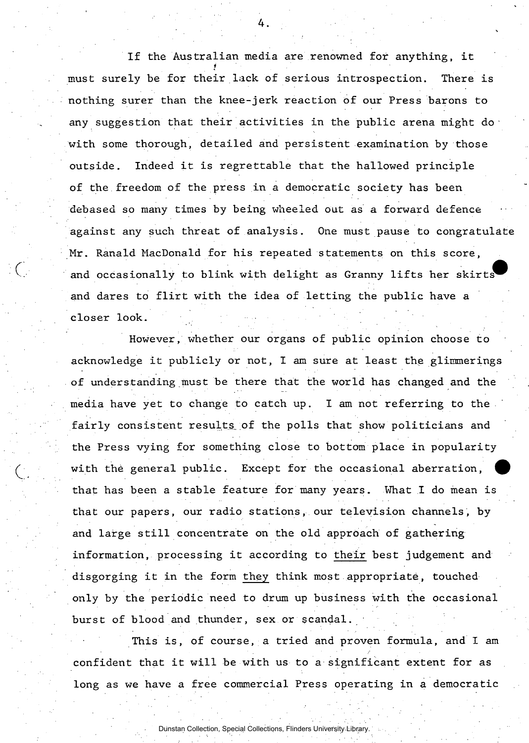If the Australian media are renowned for anything, it must surely be for their lack of serious introspection. There is nothing surer than the knee-jerk reaction of our Press barons to any suggestion that their activities in the public arena might do with some thorough, detailed and persistent examination by those outside. Indeed it is regrettable that the hallowed principle of the freedom of the press in a democratic society has been debased so many times by being wheeled out as a forward defence against any such threat of analysis. One must pause to congratulate Mr. Ranald MacDonald for his repeated statements on this score, and occasionally to blink with delight as Granny lifts her skirts and dares to flirt with the idea of letting the public have a closer look.

However, whether our organs of public opinion choose to acknowledge it publicly or not, I am sure at least the glimmerings of understanding must be there that the world has changed and the media have yet to change to catch up. I am not referring to the fairly consistent results of the polls that show politicians and the Press vying for something close to bottom place in popularity with the general public. Except for the occasional aberration, that has been a stable feature for many years. What I do mean is that our papers, our radio stations, our television channels, by and large still concentrate on the old approach of gathering information, processing it according to <u>their</u> best judgement and disgorging it in the form <u>they</u> think most appropriate, touched only by the periodic need to drum up business with the occasional burst of blood and thunder, sex or scandal.

This is, of course, a tried and proven formula, and I am confident that it will be with us to a significant extent for as long as we have a free commercial Press operating in a democratic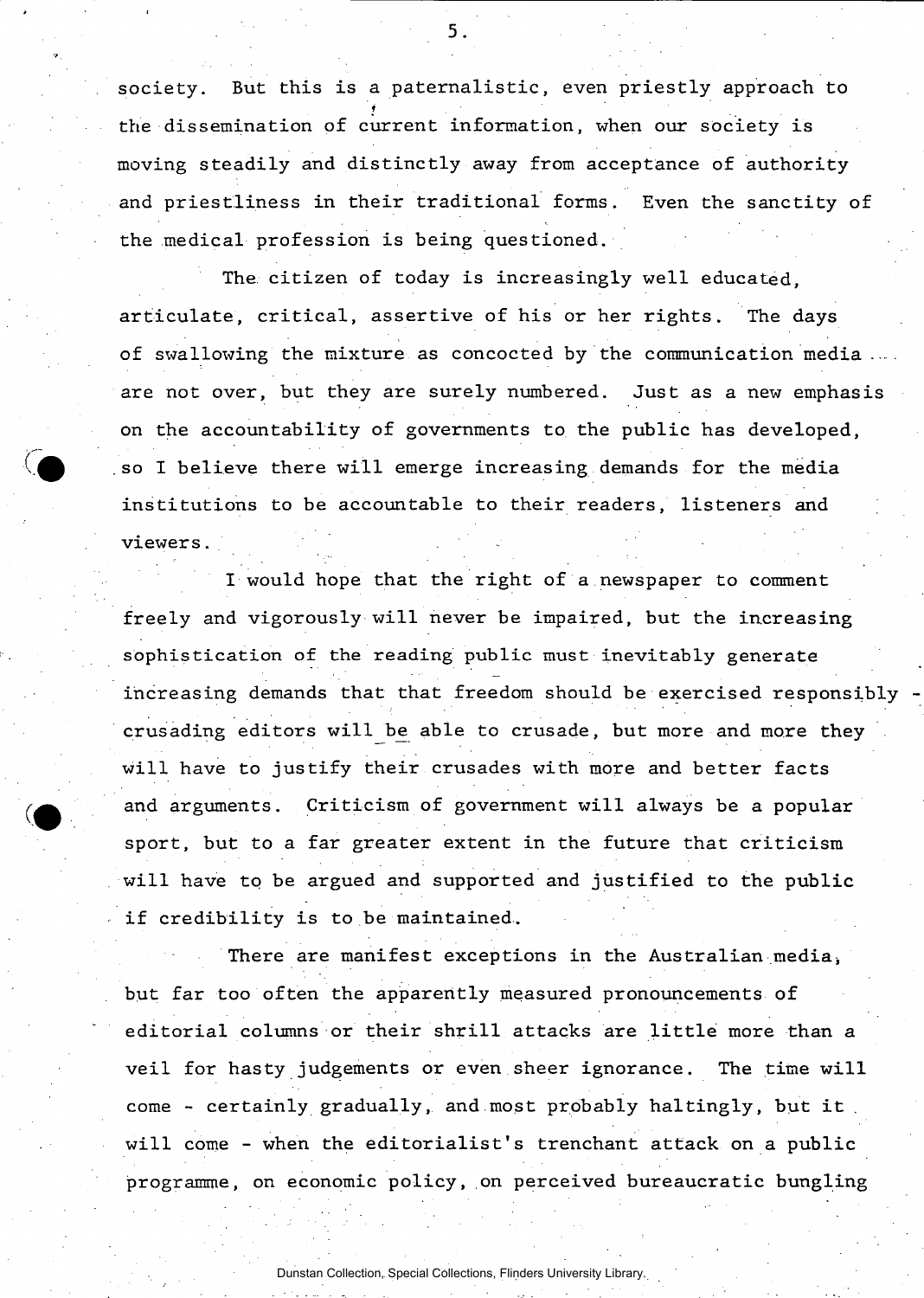society. But this is a paternalistic, even priestly approach to the dissemination of current information, when our society is moving steadily and distinctly away from acceptance of authority and priestliness in their traditional forms. Even the sanctity of the medical profession is being questioned.

The citizen of today is increasingly well educated, articulate, critical, assertive of his or her rights. The days of swallowing the mixture as concocted by the communication media ... are not over, but they are surely numbered. Just as a new emphasis on the accountability of governments to the public has developed, so I believe there will emerge increasing demands for the media institutions to be accountable to their readers, listeners and viewers.

I would hope that the right of a newspaper to comment freely and vigorously will never be impaired, but the increasing sophistication of the reading public must inevitably generate increasing demands that that freedom should be exercised responsibly - crusading editors will be able to crusade, but more and more they will have to justify their crusades with more and better facts and arguments. Criticism of government will always be a popular sport, but to a far greater extent in the future that criticism will have to be argued and supported and justified to the public if credibility is to be maintained.

There are manifest exceptions in the Australian media, but far too often the apparently measured pronouncements of editorial columns or their shrill attacks are little more than a veil for hasty judgements or even sheer ignorance. The time will come - certainly gradually, and most probably haltingly, but it will come - when the editorialist's trenchant attack on a public programme, on economic policy, on perceived bureaucratic bungling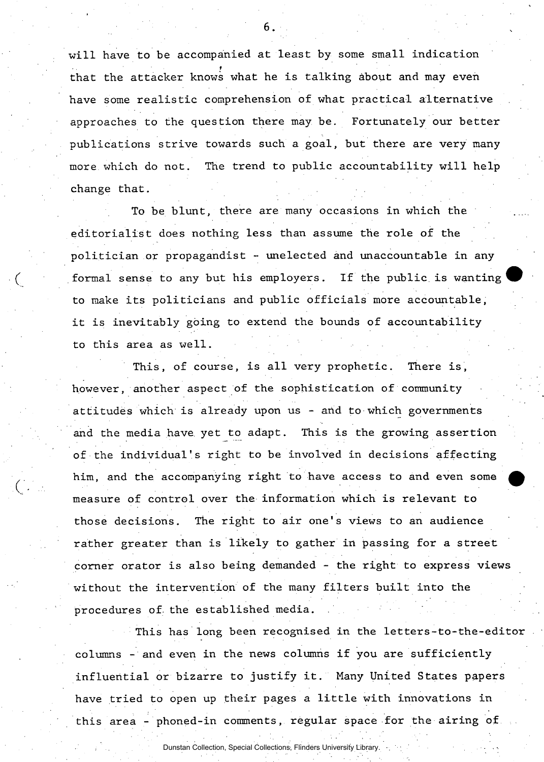will have to be accompanied at least by some small indication that the attacker knows what he is talking about and may even have some realistic comprehension of what practical alternative approaches to the question there may be. Fortunately our better publications strive towards such a goal, but there are very many more which do not. The trend to public accountability will help change that.

To be blunt, there are many occasions in which the editorialist does nothing less than assume the role of the politician or propagandist - unelected and unaccountable in any formal sense to any but his employers. If the public is wanting to make its politicians and public officials more accountable, it is inevitably going to extend the bounds of accountability to this area as well.

This, of course, is all very prophetic. There is, however, another aspect of the sophistication of community attitudes which is already upon us - and to which governments and the media have yet to adapt. This is the growing assertion of the individual's right to be involved in decisions affecting him, and the accompanying right to have access to and even some measure of control over the information which is relevant to those decisions. The right to air one's views to an audience rather greater than is likely to gather in passing for a street corner orator is also being demanded - the right to express views without the intervention of the many filters built into the procedures of the established media.

This has long been recognised in the letters-to-the-editor columns - and even in the news columns if you are sufficiently influential or bizarre to justify it. Many United States papers have tried to open up their pages a little with innovations in this area - phoned-in comments, regular space for the airing of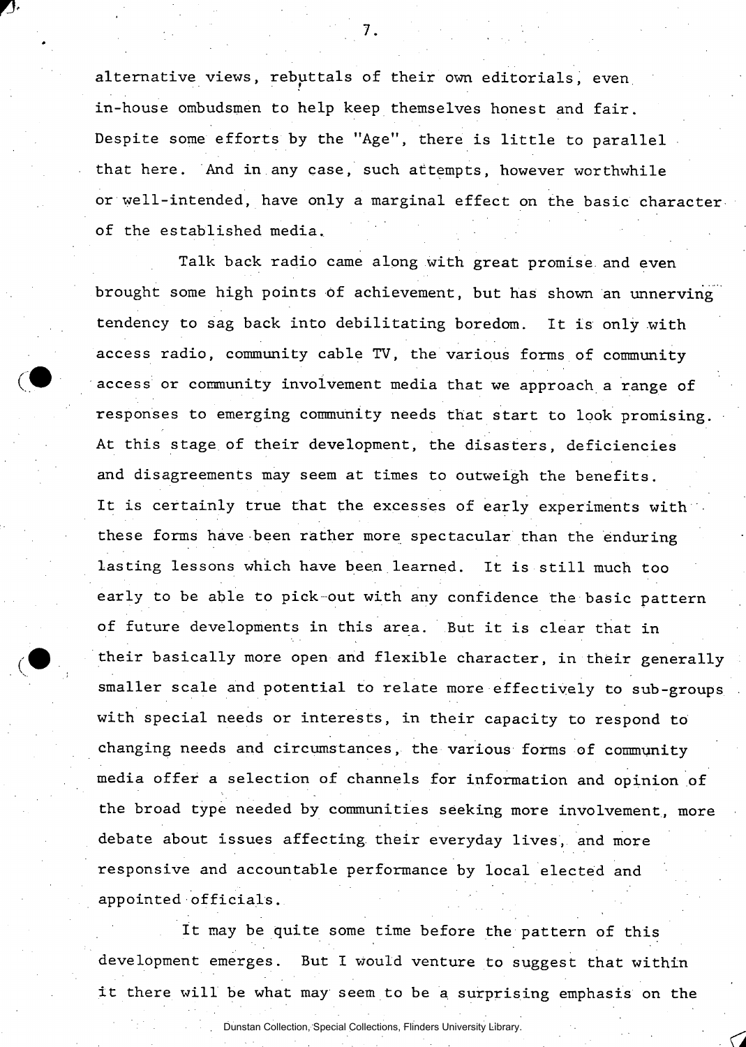alternative views, rebuttals of their own editorials, even in-house ombudsmen to help keep themselves honest and fair. Despite some efforts by the "Age", there is little to parallel that here. And in any case, such attempts, however worthwhile or well-intended, have only a marginal effect on the basic character of the established media.

Talk back radio came along with great promise and even brought some high points of achievement, but has shown an unnerving tendency to sag back into debilitating boredom. It is only with access radio, community cable TV, the various forms of community access or community involvement media that we approach a range of responses to emerging community needs that start to look promising. At this stage of their development, the disasters, deficiencies and disagreements may seem at times to outweigh the benefits. It is certainly true that the excesses of early experiments with these forms have been rather more spectacular than the enduring lasting lessons which have been learned. It is still much too early to be able to pick out with any confidence the basic pattern of future developments in this area. But it is clear that in their basically more open and flexible character, in their generally smaller scale and potential to relate more effectively to sub-groups with special needs or interests, in their capacity to respond to changing needs and circumstances, the various forms of community media offer a selection of channels for information and opinion of the broad type needed by communities seeking more involvement, more debate about issues affecting their everyday lives, and more responsive and accountable performance by local elected and appointed officials.

It may be quite some time before the pattern of this development emerges. But I would venture to suggest that within it there will be what may seem to be a surprising emphasis on the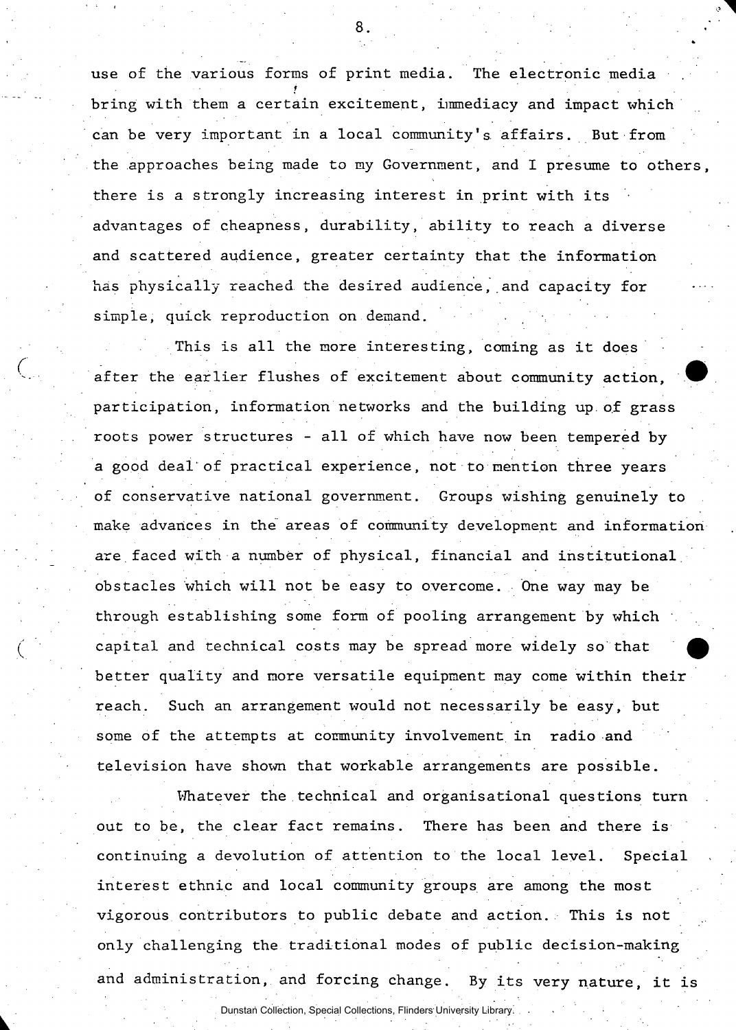use of the various forms of print media. The electronic media bring with them a certain excitement, immediacy and impact which can be very important in a local community's affairs. But from the approaches being made to my Government, and I presume to others, there is a strongly increasing interest in print with its advantages of cheapness, durability, ability to reach a diverse and scattered audience, greater certainty that the information has physically reached the desired audience, and capacity for simple, quick reproduction on demand.

This is all the more interesting, coming as it does after the earlier flushes of excitement about community action, participation, information networks and the building up of grass roots power structures - all of which have now been tempered by a good deal of practical experience, not to mention three years of conservative national government. Groups wishing genuinely to make advances in the areas of community development and information are faced with a number of physical, financial and institutional obstacles which will not be easy to overcome. One way may be through establishing some form of pooling arrangement by which capital and technical costs may be spread more widely so that better quality and more versatile equipment may come within their reach. Such an arrangement would not necessarily be easy, but some of the attempts at community involvement in radio and television have shown that workable arrangements are possible.

Whatever the technical and organisational questions turn out to be, the clear fact remains. There has been and there is continuing a devolution of attention to the local level. Special interest ethnic and local community groups are among the most vigorous contributors to public debate and action. This is not only challenging the traditional modes of public decision-making and administration, and forcing change. By its very nature, it is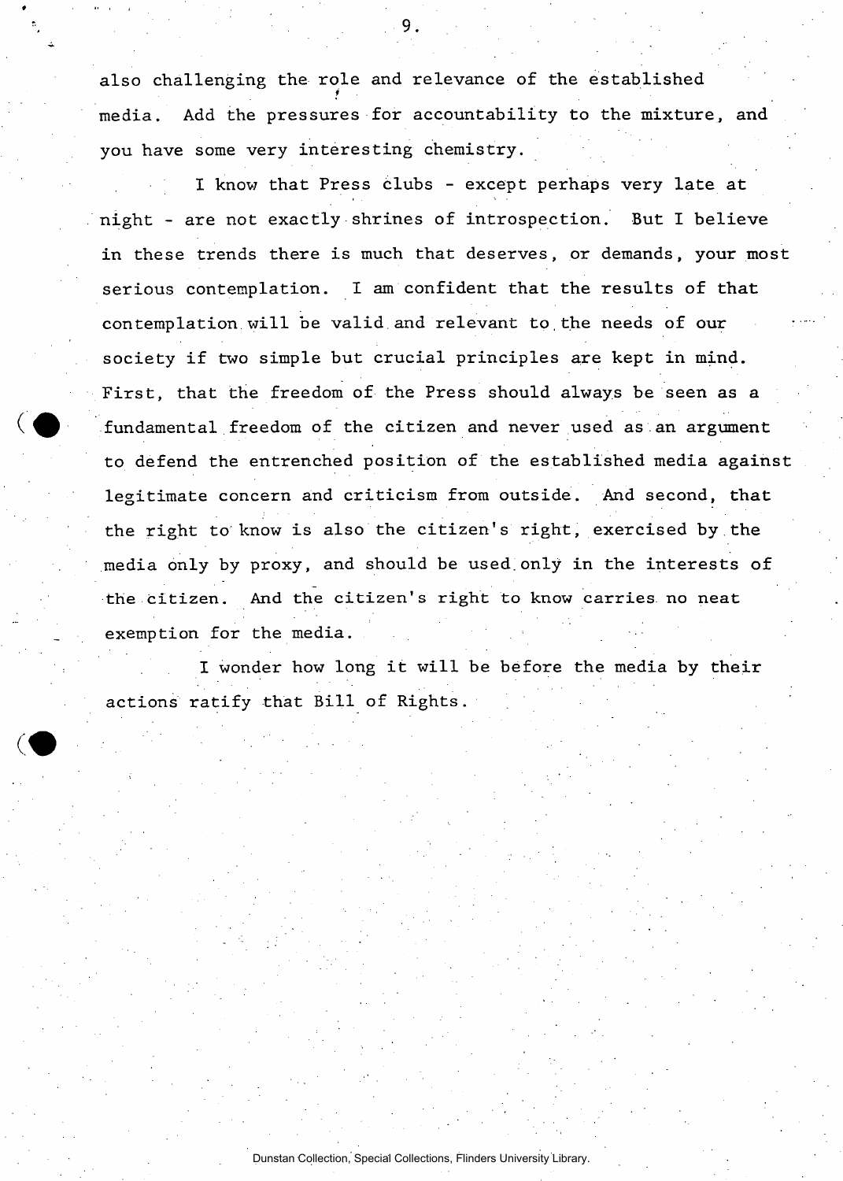also challenging the role and relevance of the established media. Add the pressures for accountability to the mixture, and you have some very interesting chemistry.

I know that Press clubs - except perhaps very late at night - are not exactly shrines of introspection. But I believe in these trends there is much that deserves, or demands, your most serious contemplation. I am confident that the results of that contemplation will be valid and relevant to the needs of our society if two simple but crucial principles are kept in mind. First, that the freedom of the Press should always be seen as a fundamental freedom of the citizen and never used as an argument to defend the entrenched position of the established media against legitimate concern and criticism from outside. And second, that the right to know is also the citizen's right, exercised by the media only by proxy, and should be used only in the interests of the citizen. And the citizen's right to know carries no neat exemption for the media.

I wonder how long it will be before the media by their actions ratify that Bill of Rights.

Dunstan Collection, Special Collections, Flinders University Library.